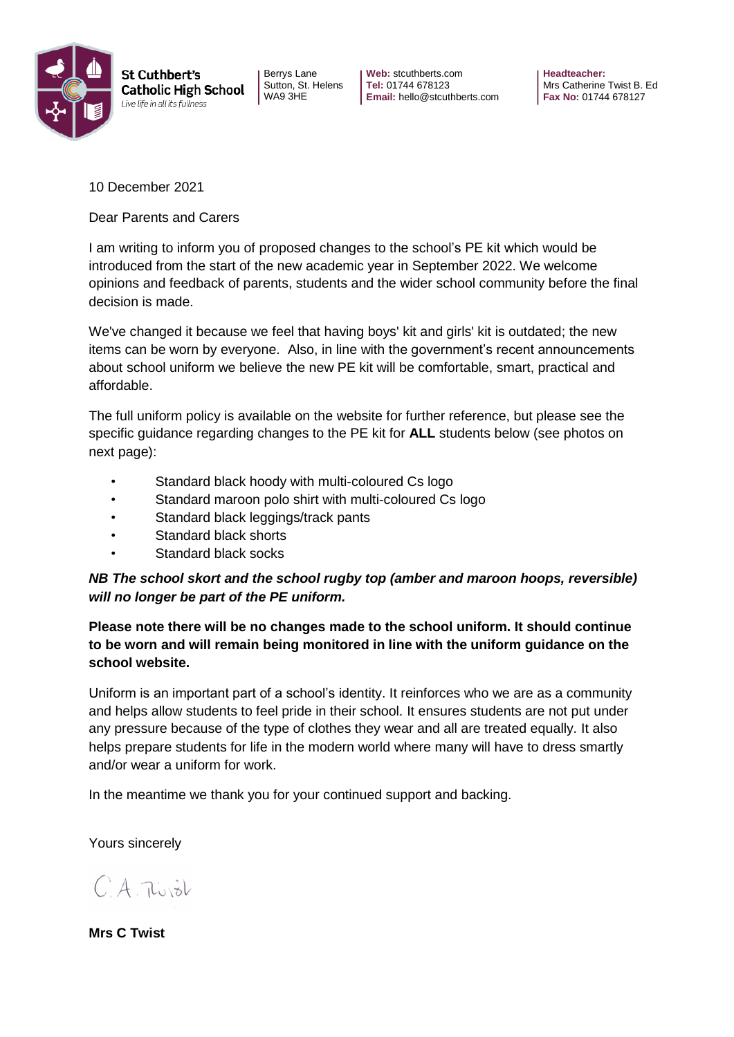**St Cuthbert's Catholic High School**
*Live life in all its fullness*

Berrys Lane
Sutton, St. Helens
WA9 3HE

**Web:** stcuthberts.com
**Tel:** 01744 678123
**Email:** hello@stcuthberts.com

**Headteacher:**
Mrs Catherine Twist B. Ed
**Fax No:** 01744 678127

10 December 2021

Dear Parents and Carers

I am writing to inform you of proposed changes to the school's PE kit which would be introduced from the start of the new academic year in September 2022. We welcome opinions and feedback of parents, students and the wider school community before the final decision is made.

We've changed it because we feel that having boys' kit and girls' kit is outdated; the new items can be worn by everyone. Also, in line with the government's recent announcements about school uniform we believe the new PE kit will be comfortable, smart, practical and affordable.

The full uniform policy is available on the website for further reference, but please see the specific guidance regarding changes to the PE kit for **ALL** students below (see photos on next page):

- Standard black hoody with multi-coloured Cs logo
- Standard maroon polo shirt with multi-coloured Cs logo
- Standard black leggings/track pants
- Standard black shorts
- Standard black socks

***NB The school skort and the school rugby top (amber and maroon hoops, reversible) will no longer be part of the PE uniform.***

**Please note there will be no changes made to the school uniform. It should continue to be worn and will remain being monitored in line with the uniform guidance on the school website.**

Uniform is an important part of a school's identity. It reinforces who we are as a community and helps allow students to feel pride in their school. It ensures students are not put under any pressure because of the type of clothes they wear and all are treated equally. It also helps prepare students for life in the modern world where many will have to dress smartly and/or wear a uniform for work.

In the meantime we thank you for your continued support and backing.

Yours sincerely

C.A. Twist

**Mrs C Twist**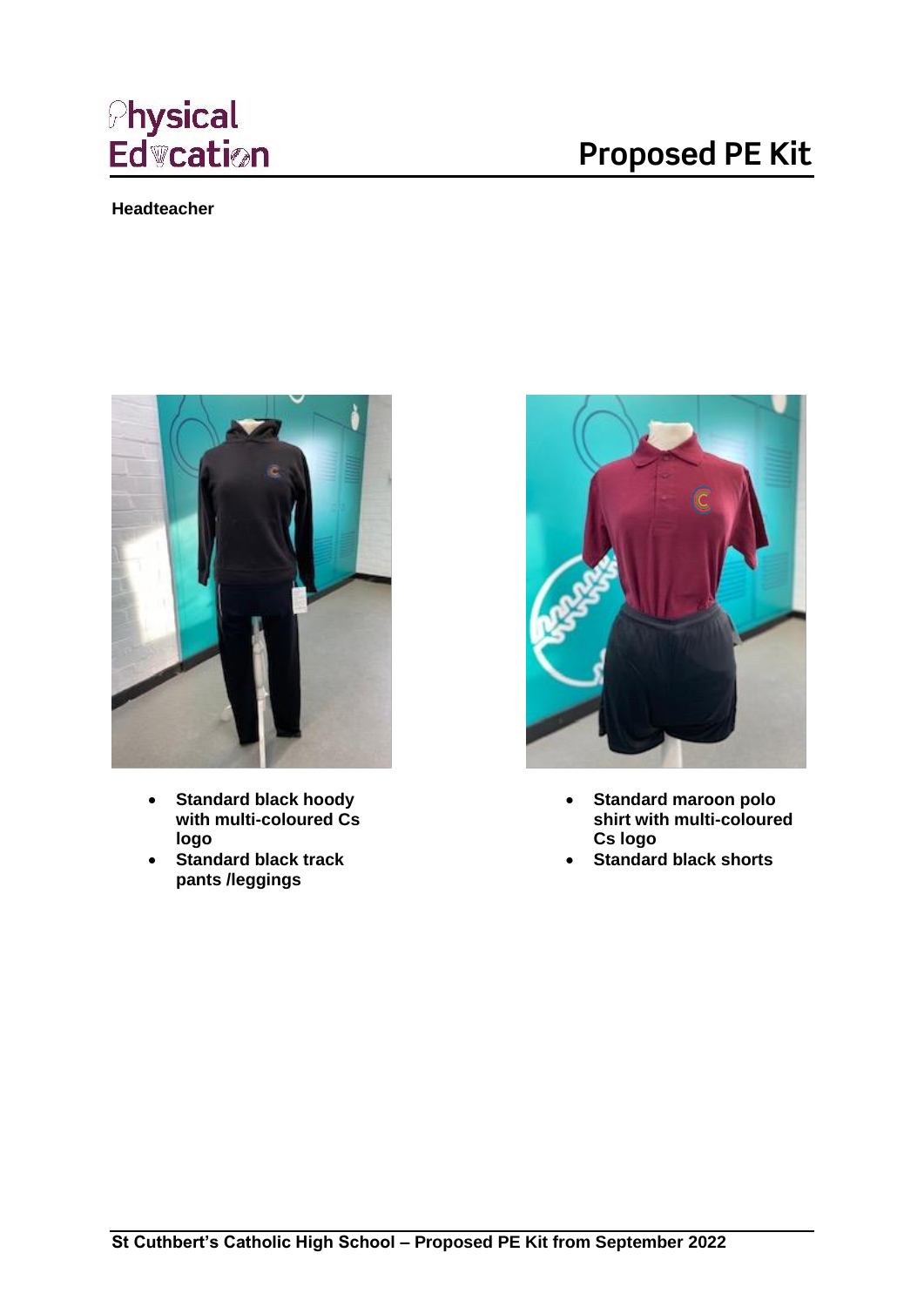# Proposed PE Kit

**Headteacher**

- **Standard black hoody with multi-coloured Cs logo**
- **Standard black track pants /leggings**

- **Standard maroon polo shirt with multi-coloured Cs logo**
- **Standard black shorts**

**St Cuthbert's Catholic High School – Proposed PE Kit from September 2022**